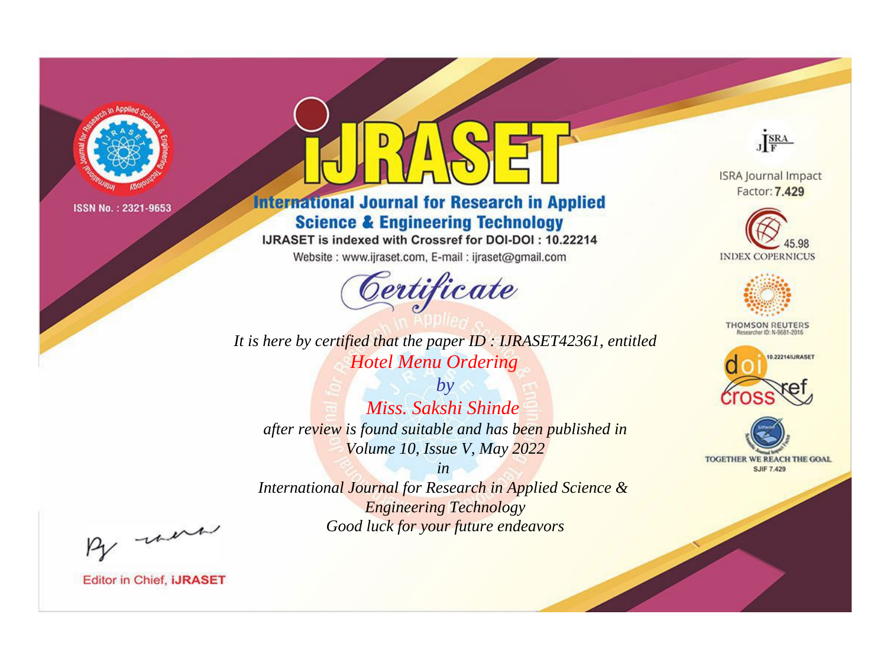ISSN No. : 2321-9653

# iJRASET

## International Journal for Research in Applied Science & Engineering Technology

IJRASET is indexed with Crossref for DOI-DOI : 10.22214

Website : www.ijraset.com, E-mail : ijraset@gmail.com

ISRA Journal Impact Factor: **7.429**

45.98 INDEX COPERNICUS

THOMSON REUTERS Researcher ID: N-9681-2016

10.22214/IJRASET

TOGETHER WE REACH THE GOAL SJIF 7.429

# *Certificate*

*It is here by certified that the paper ID : IJRASET42361, entitled*

*Hotel Menu Ordering*

*by*

*Miss. Sakshi Shinde*

*after review is found suitable and has been published in*

*Volume 10, Issue V, May 2022*

*in*

*International Journal for Research in Applied Science & Engineering Technology*

*Good luck for your future endeavors*

Editor in Chief, **iJRASET**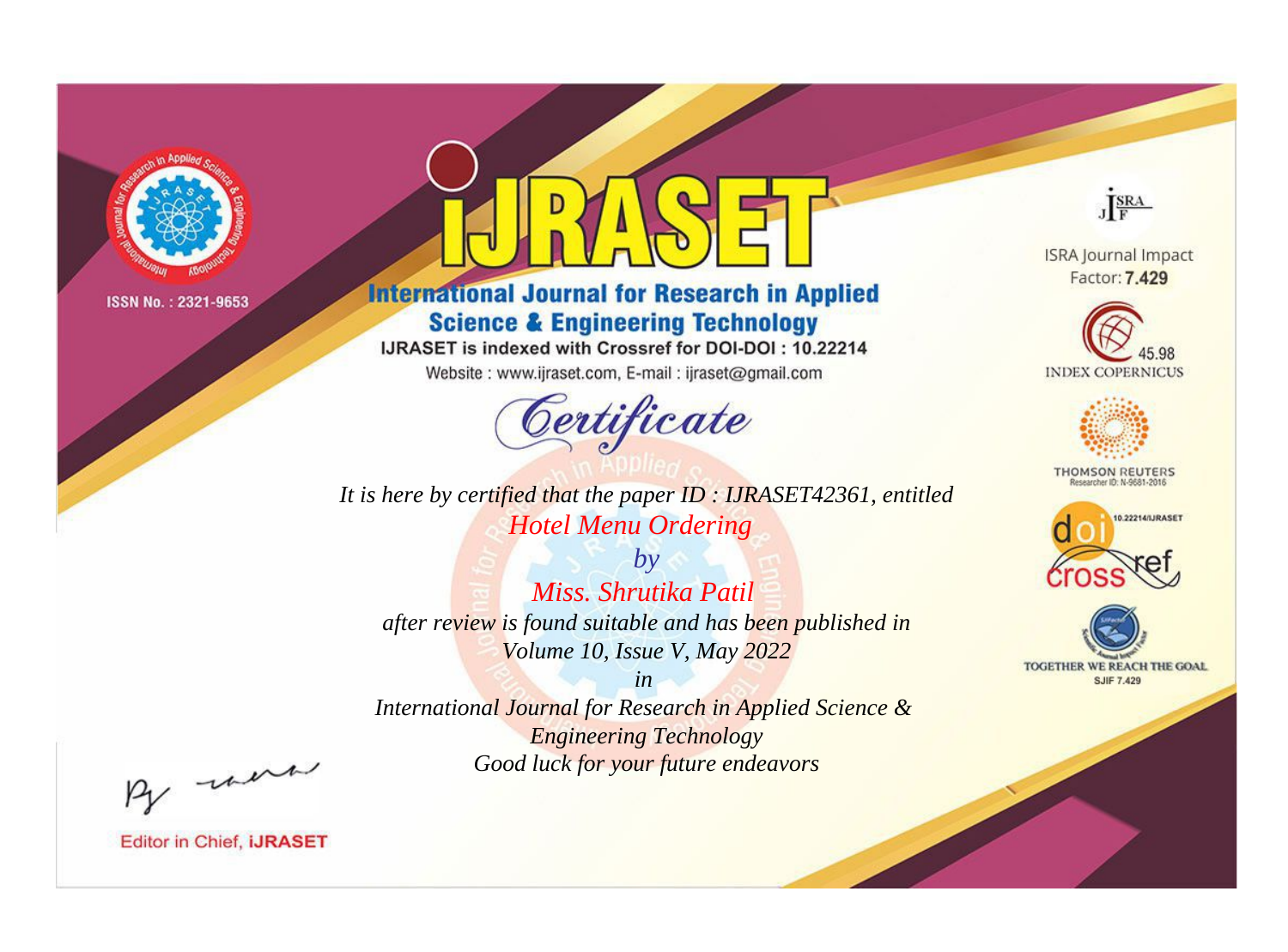ISSN No. : 2321-9653

# IJRASET

## International Journal for Research in Applied Science & Engineering Technology

IJRASET is indexed with Crossref for DOI-DOI : 10.22214

Website : www.ijraset.com, E-mail : ijraset@gmail.com

ISRA Journal Impact Factor: **7.429**

45.98 INDEX COPERNICUS

THOMSON REUTERS Researcher ID: N-9681-2016

10.22214/IJRASET

TOGETHER WE REACH THE GOAL SJIF 7.429

*Certificate*

*It is here by certified that the paper ID : IJRASET42361, entitled*

*Hotel Menu Ordering*

*by*

*Miss. Shrutika Patil*

*after review is found suitable and has been published in*

*Volume 10, Issue V, May 2022*

*in*

*International Journal for Research in Applied Science & Engineering Technology*

*Good luck for your future endeavors*

Editor in Chief, **iJRASET**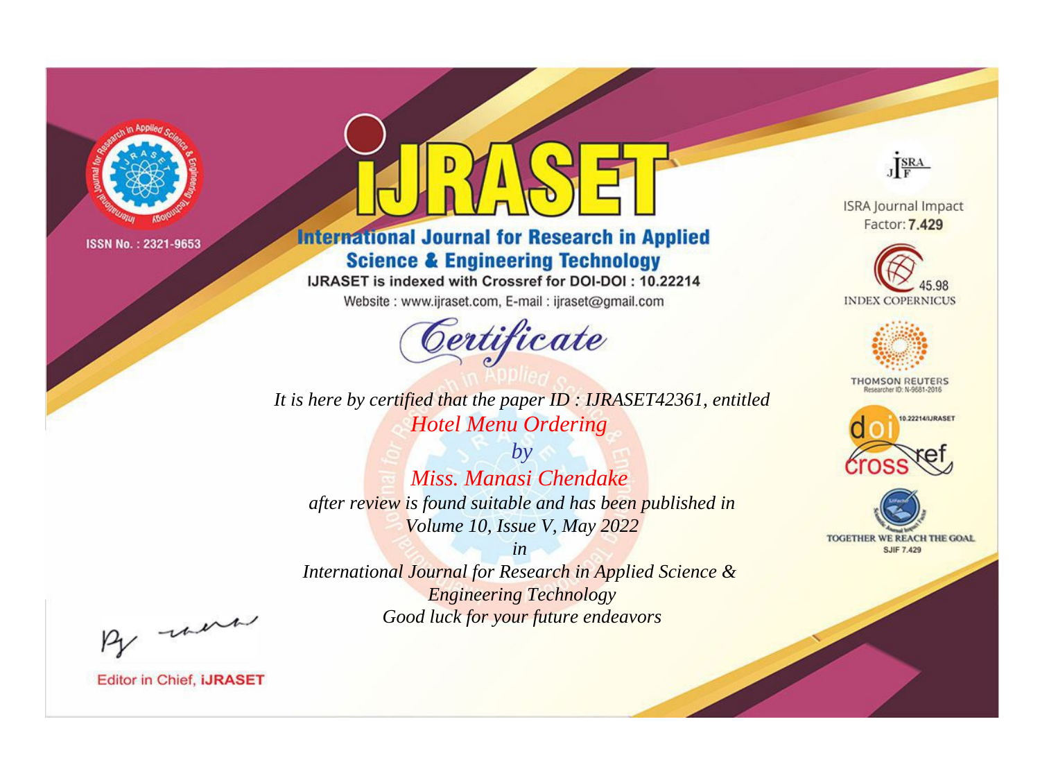ISSN No. : 2321-9653

# iJRASET

## International Journal for Research in Applied Science & Engineering Technology

IJRASET is indexed with Crossref for DOI-DOI : 10.22214

Website : www.ijraset.com, E-mail : ijraset@gmail.com

ISRA Journal Impact Factor: **7.429**

45.98 INDEX COPERNICUS

THOMSON REUTERS Researcher ID: N-9681-2016

10.22214/IJRASET

TOGETHER WE REACH THE GOAL SJIF 7.429

# *Certificate*

*It is here by certified that the paper ID : IJRASET42361, entitled*

*Hotel Menu Ordering*

*by*

*Miss. Manasi Chendake*

*after review is found suitable and has been published in*

*Volume 10, Issue V, May 2022*

*in*

*International Journal for Research in Applied Science & Engineering Technology*

*Good luck for your future endeavors*

Editor in Chief, **iJRASET**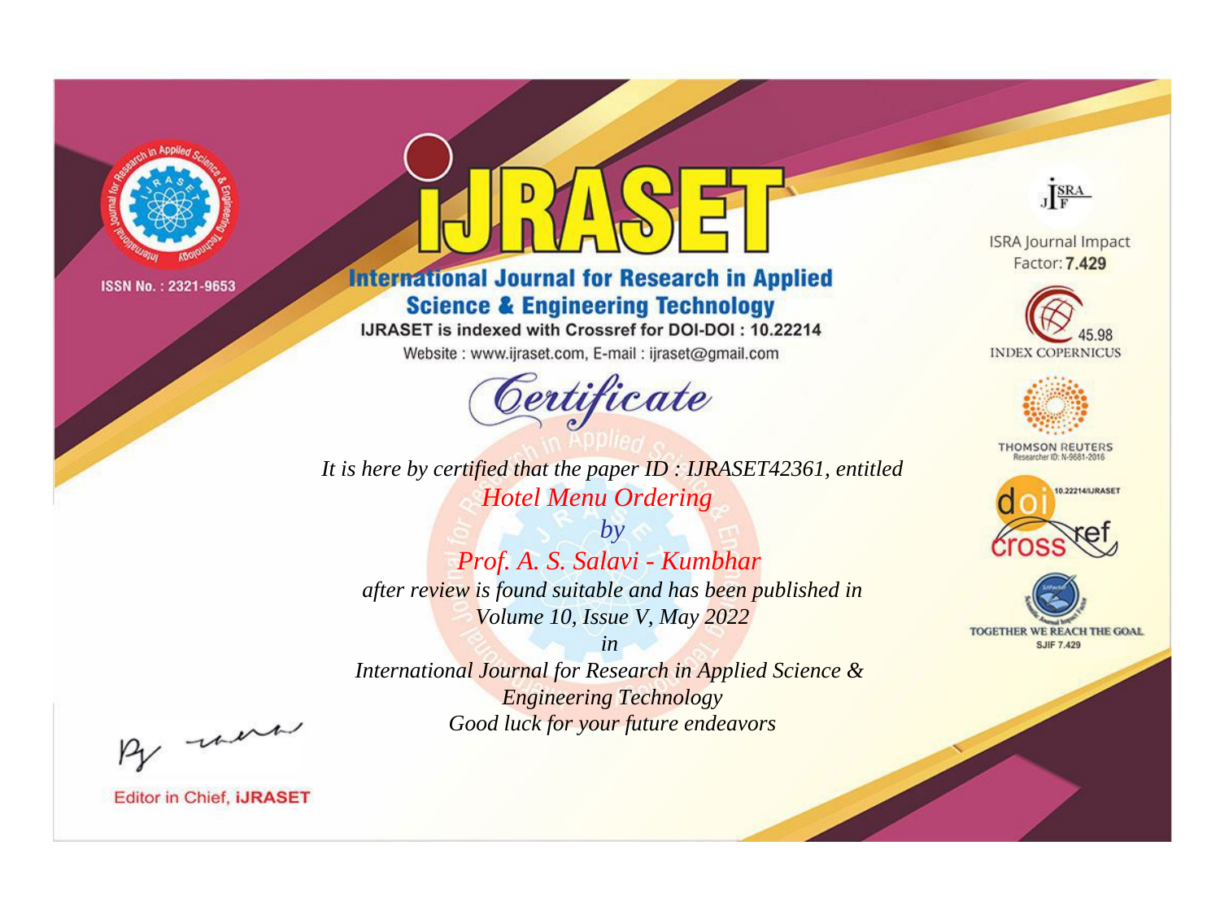ISSN No. : 2321-9653

# iJRASET

## International Journal for Research in Applied Science & Engineering Technology

IJRASET is indexed with Crossref for DOI-DOI : 10.22214

Website : www.ijraset.com, E-mail : ijraset@gmail.com

ISRA Journal Impact Factor: **7.429**

45.98 INDEX COPERNICUS

THOMSON REUTERS Researcher ID: N-9681-2016

10.22214/IJRASET

TOGETHER WE REACH THE GOAL SJIF 7.429

*Certificate*

*It is here by certified that the paper ID : IJRASET42361, entitled*

*Hotel Menu Ordering*

*by*

*Prof. A. S. Salavi - Kumbhar*

*after review is found suitable and has been published in*

*Volume 10, Issue V, May 2022*

*in*

*International Journal for Research in Applied Science & Engineering Technology*

*Good luck for your future endeavors*

Editor in Chief, **iJRASET**